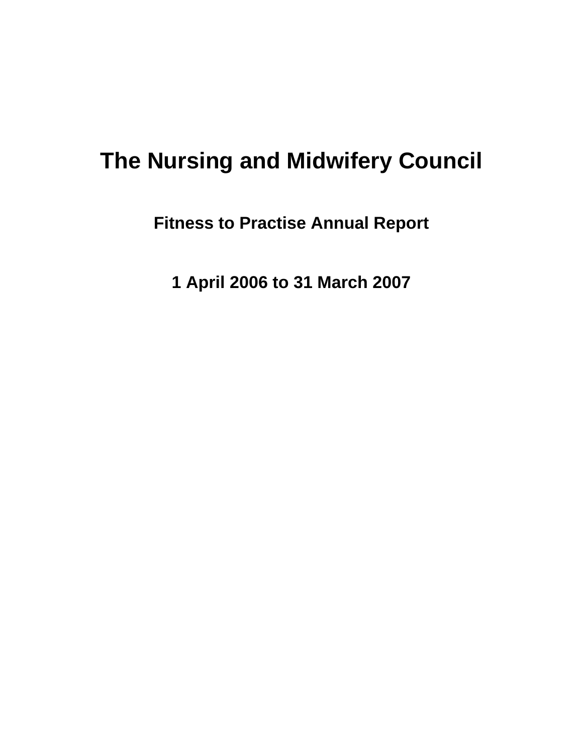# The Nursing and Midwifery Council

## Fitness to Practise Annual Report

## 1 April 2006 to 31 March 2007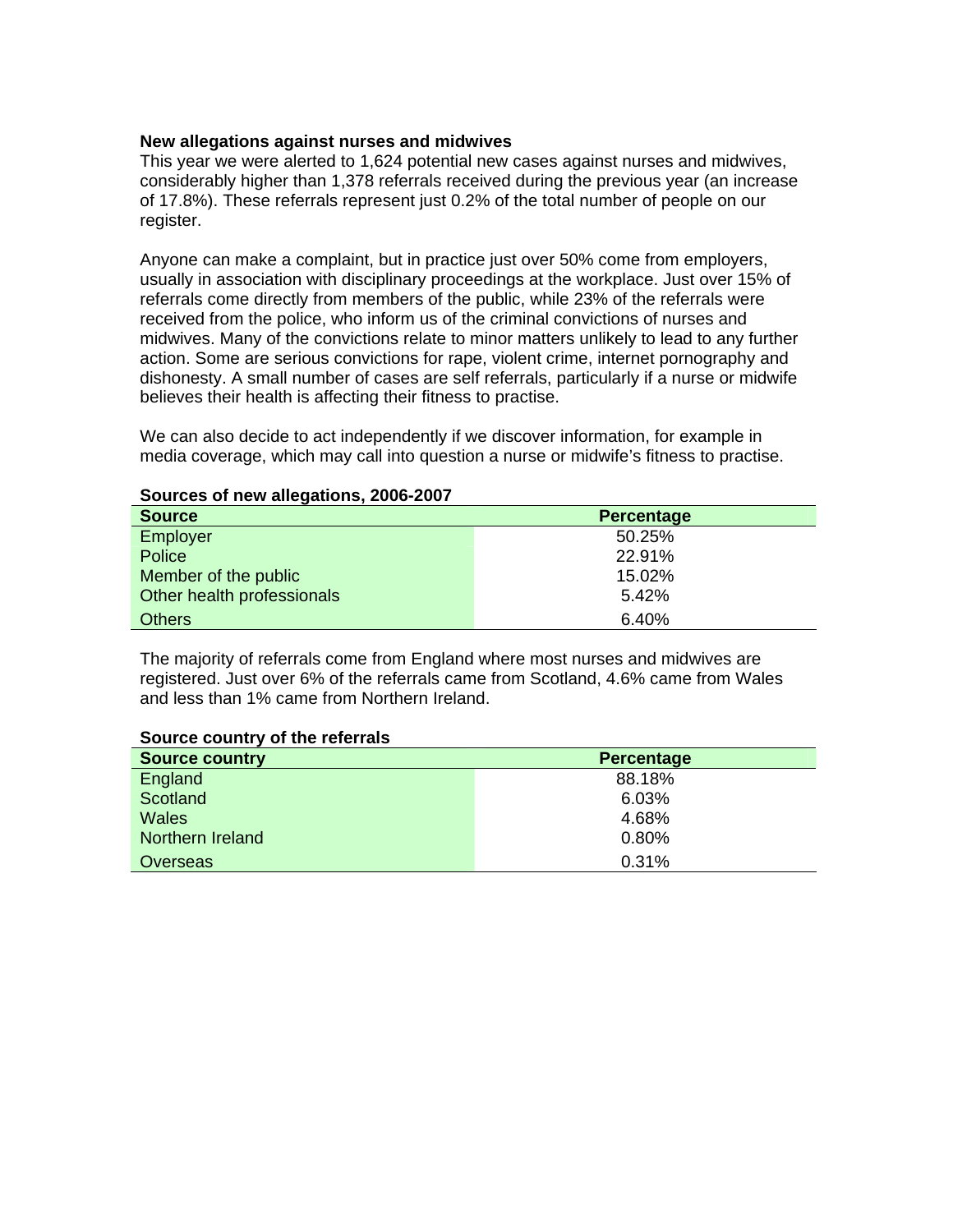**New allegations against nurses and midwives**

This year we were alerted to 1,624 potential new cases against nurses and midwives, considerably higher than 1,378 referrals received during the previous year (an increase of 17.8%). These referrals represent just 0.2% of the total number of people on our register.

Anyone can make a complaint, but in practice just over 50% come from employers, usually in association with disciplinary proceedings at the workplace. Just over 15% of referrals come directly from members of the public, while 23% of the referrals were received from the police, who inform us of the criminal convictions of nurses and midwives. Many of the convictions relate to minor matters unlikely to lead to any further action. Some are serious convictions for rape, violent crime, internet pornography and dishonesty. A small number of cases are self referrals, particularly if a nurse or midwife believes their health is affecting their fitness to practise.

We can also decide to act independently if we discover information, for example in media coverage, which may call into question a nurse or midwife's fitness to practise.

**Sources of new allegations, 2006-2007**

| Source | Percentage |
|---|---|
| Employer | 50.25% |
| Police | 22.91% |
| Member of the public | 15.02% |
| Other health professionals | 5.42% |
| Others | 6.40% |

The majority of referrals come from England where most nurses and midwives are registered. Just over 6% of the referrals came from Scotland, 4.6% came from Wales and less than 1% came from Northern Ireland.

**Source country of the referrals**

| Source country | Percentage |
|---|---|
| England | 88.18% |
| Scotland | 6.03% |
| Wales | 4.68% |
| Northern Ireland | 0.80% |
| Overseas | 0.31% |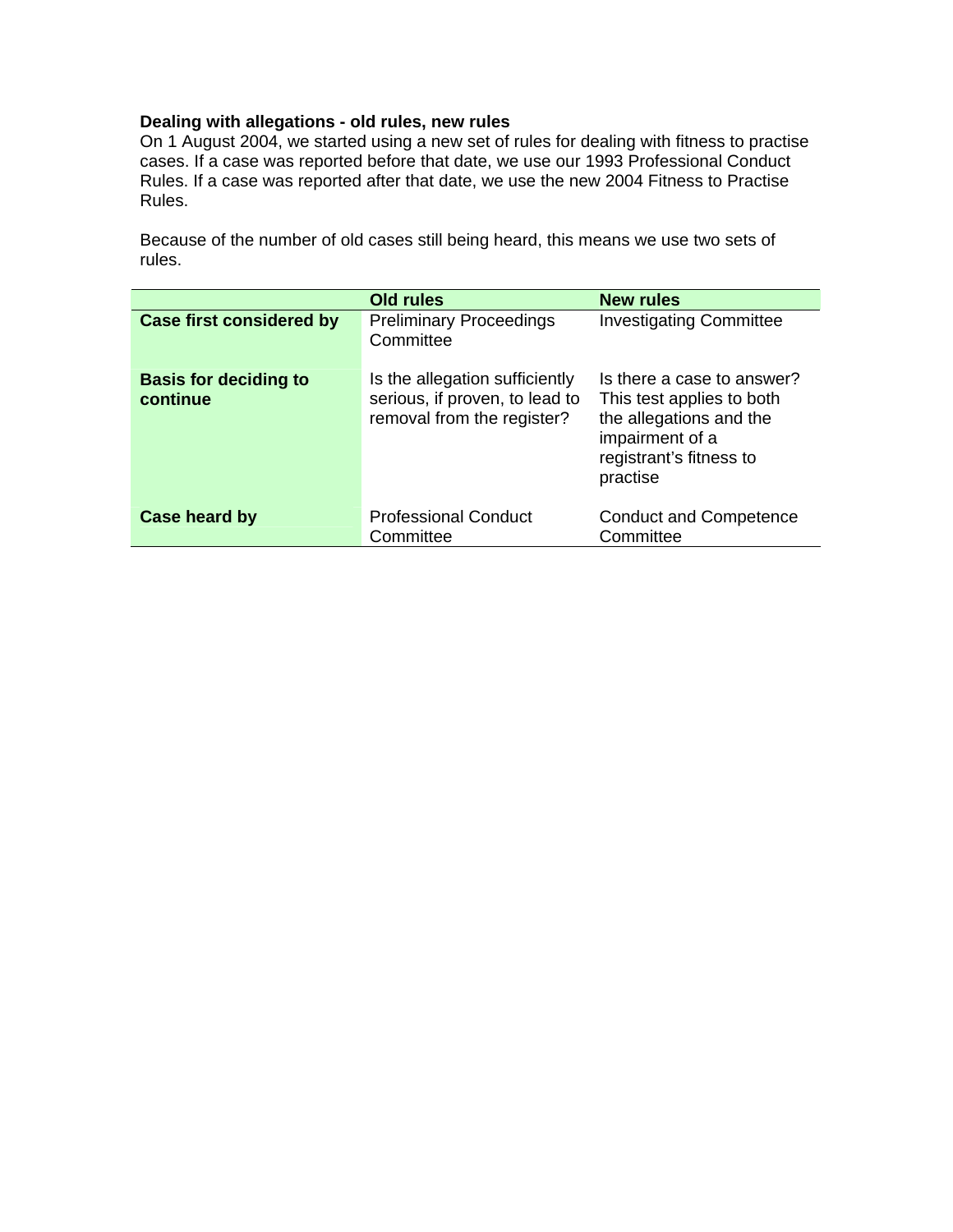**Dealing with allegations - old rules, new rules**

On 1 August 2004, we started using a new set of rules for dealing with fitness to practise cases. If a case was reported before that date, we use our 1993 Professional Conduct Rules. If a case was reported after that date, we use the new 2004 Fitness to Practise Rules.

Because of the number of old cases still being heard, this means we use two sets of rules.

| | Old rules | New rules |
|---|---|---|
| **Case first considered by** | Preliminary Proceedings Committee | Investigating Committee |
| **Basis for deciding to continue** | Is the allegation sufficiently serious, if proven, to lead to removal from the register? | Is there a case to answer? This test applies to both the allegations and the impairment of a registrant's fitness to practise |
| **Case heard by** | Professional Conduct Committee | Conduct and Competence Committee |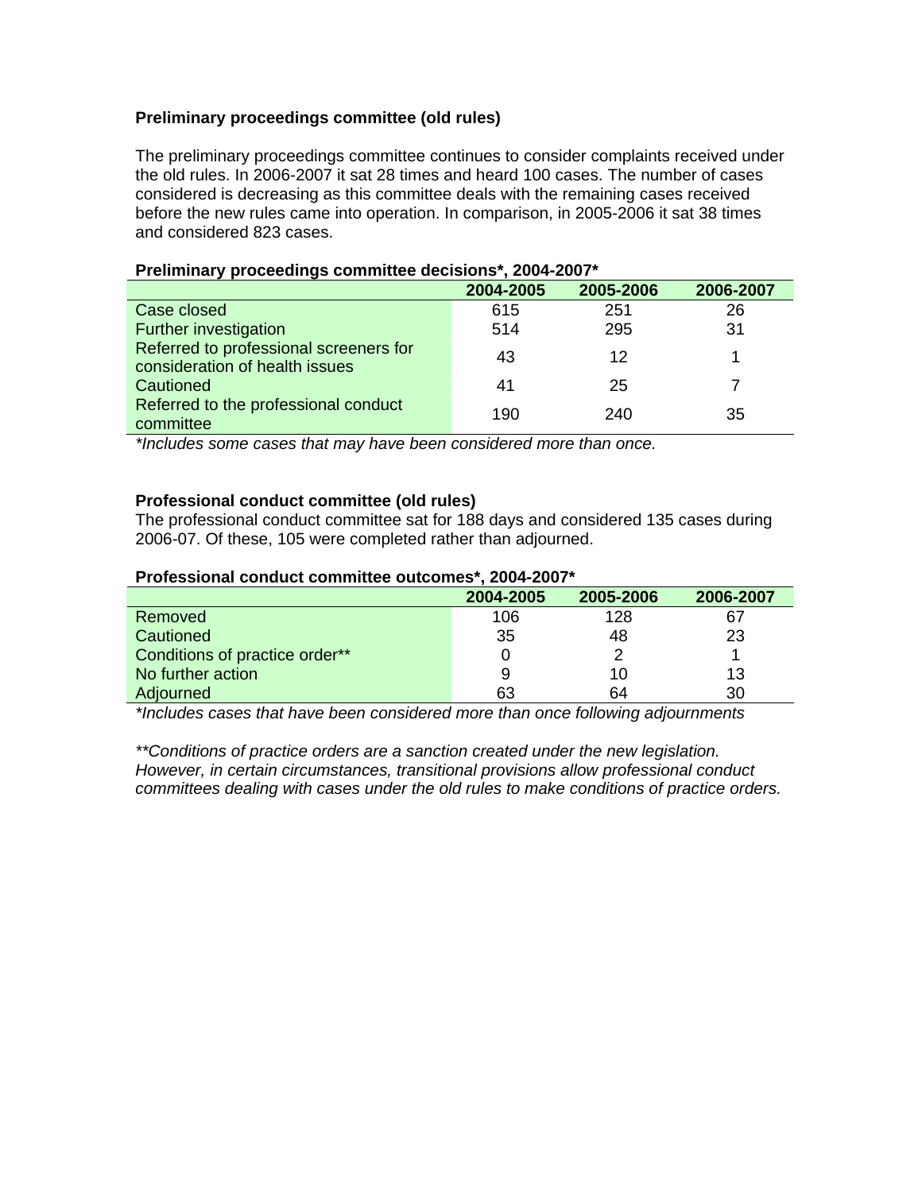### Preliminary proceedings committee (old rules)

The preliminary proceedings committee continues to consider complaints received under the old rules. In 2006-2007 it sat 28 times and heard 100 cases. The number of cases considered is decreasing as this committee deals with the remaining cases received before the new rules came into operation. In comparison, in 2005-2006 it sat 38 times and considered 823 cases.

**Preliminary proceedings committee decisions\*, 2004-2007\***

| | 2004-2005 | 2005-2006 | 2006-2007 |
|---|---|---|---|
| Case closed | 615 | 251 | 26 |
| Further investigation | 514 | 295 | 31 |
| Referred to professional screeners for consideration of health issues | 43 | 12 | 1 |
| Cautioned | 41 | 25 | 7 |
| Referred to the professional conduct committee | 190 | 240 | 35 |

*\*Includes some cases that may have been considered more than once.*

### Professional conduct committee (old rules)

The professional conduct committee sat for 188 days and considered 135 cases during 2006-07. Of these, 105 were completed rather than adjourned.

**Professional conduct committee outcomes\*, 2004-2007\***

| | 2004-2005 | 2005-2006 | 2006-2007 |
|---|---|---|---|
| Removed | 106 | 128 | 67 |
| Cautioned | 35 | 48 | 23 |
| Conditions of practice order\*\* | 0 | 2 | 1 |
| No further action | 9 | 10 | 13 |
| Adjourned | 63 | 64 | 30 |

*\*Includes cases that have been considered more than once following adjournments*

*\*\*Conditions of practice orders are a sanction created under the new legislation. However, in certain circumstances, transitional provisions allow professional conduct committees dealing with cases under the old rules to make conditions of practice orders.*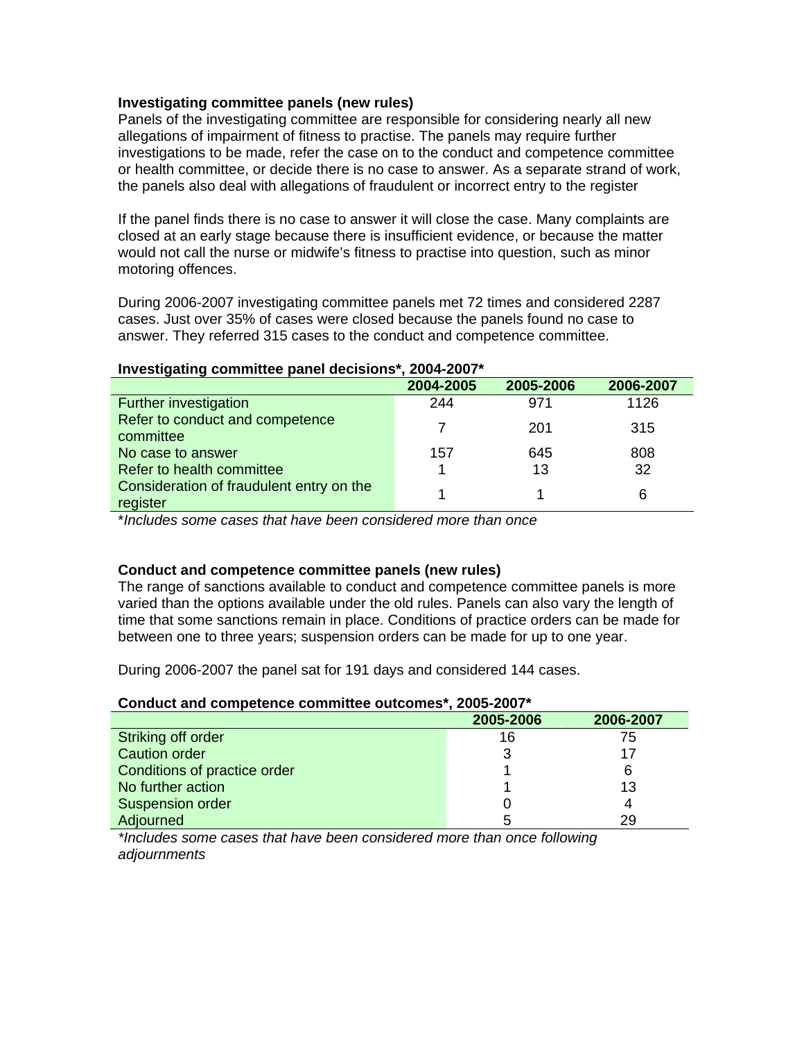**Investigating committee panels (new rules)**

Panels of the investigating committee are responsible for considering nearly all new allegations of impairment of fitness to practise. The panels may require further investigations to be made, refer the case on to the conduct and competence committee or health committee, or decide there is no case to answer. As a separate strand of work, the panels also deal with allegations of fraudulent or incorrect entry to the register

If the panel finds there is no case to answer it will close the case. Many complaints are closed at an early stage because there is insufficient evidence, or because the matter would not call the nurse or midwife's fitness to practise into question, such as minor motoring offences.

During 2006-2007 investigating committee panels met 72 times and considered 2287 cases. Just over 35% of cases were closed because the panels found no case to answer. They referred 315 cases to the conduct and competence committee.

**Investigating committee panel decisions*, 2004-2007***

| | 2004-2005 | 2005-2006 | 2006-2007 |
|---|---|---|---|
| Further investigation | 244 | 971 | 1126 |
| Refer to conduct and competence committee | 7 | 201 | 315 |
| No case to answer | 157 | 645 | 808 |
| Refer to health committee | 1 | 13 | 32 |
| Consideration of fraudulent entry on the register | 1 | 1 | 6 |

**Includes some cases that have been considered more than once*

**Conduct and competence committee panels (new rules)**

The range of sanctions available to conduct and competence committee panels is more varied than the options available under the old rules. Panels can also vary the length of time that some sanctions remain in place. Conditions of practice orders can be made for between one to three years; suspension orders can be made for up to one year.

During 2006-2007 the panel sat for 191 days and considered 144 cases.

**Conduct and competence committee outcomes*, 2005-2007***

| | 2005-2006 | 2006-2007 |
|---|---|---|
| Striking off order | 16 | 75 |
| Caution order | 3 | 17 |
| Conditions of practice order | 1 | 6 |
| No further action | 1 | 13 |
| Suspension order | 0 | 4 |
| Adjourned | 5 | 29 |

**Includes some cases that have been considered more than once following adjournments*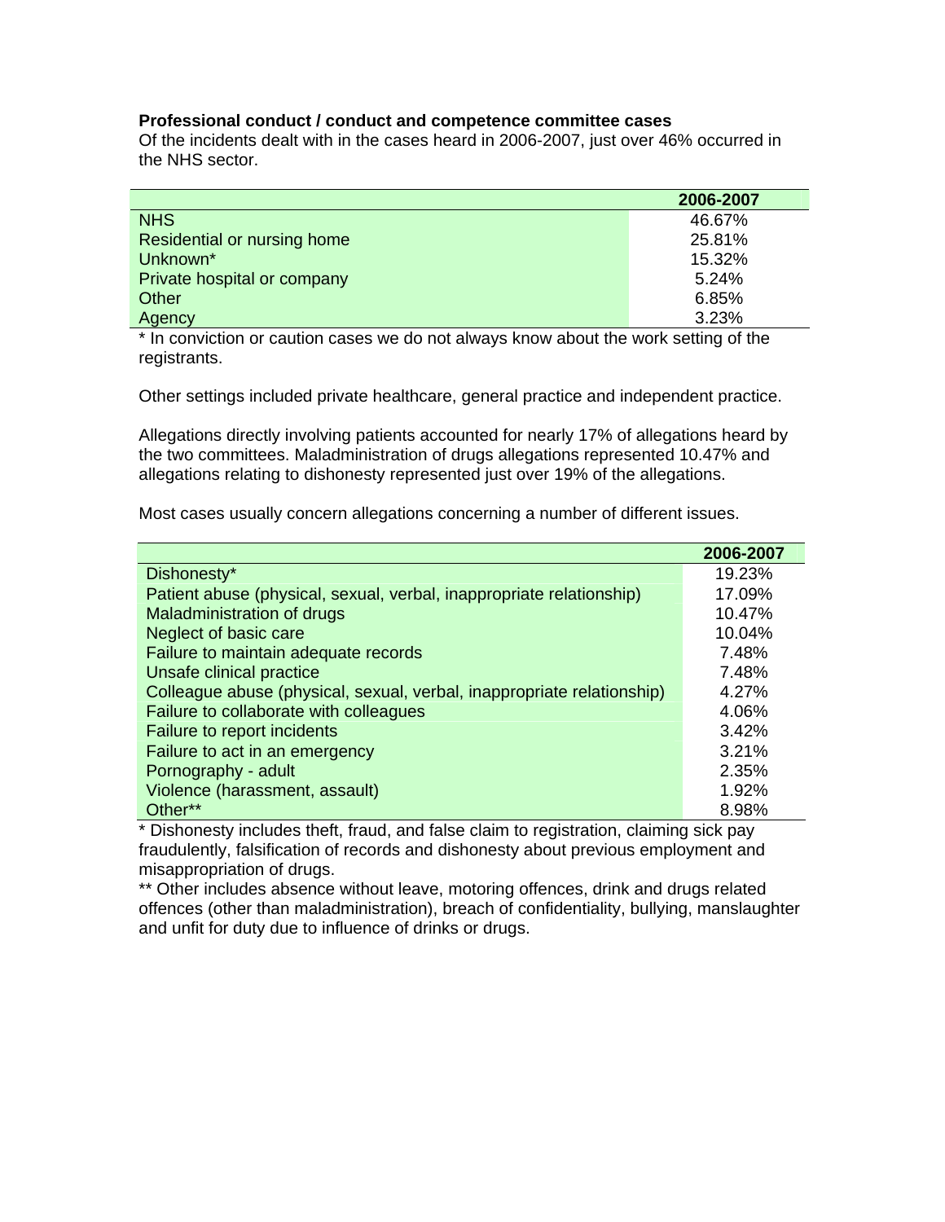**Professional conduct / conduct and competence committee cases**

Of the incidents dealt with in the cases heard in 2006-2007, just over 46% occurred in the NHS sector.

| | 2006-2007 |
|---|---|
| NHS | 46.67% |
| Residential or nursing home | 25.81% |
| Unknown* | 15.32% |
| Private hospital or company | 5.24% |
| Other | 6.85% |
| Agency | 3.23% |

* In conviction or caution cases we do not always know about the work setting of the registrants.

Other settings included private healthcare, general practice and independent practice.

Allegations directly involving patients accounted for nearly 17% of allegations heard by the two committees. Maladministration of drugs allegations represented 10.47% and allegations relating to dishonesty represented just over 19% of the allegations.

Most cases usually concern allegations concerning a number of different issues.

| | 2006-2007 |
|---|---|
| Dishonesty* | 19.23% |
| Patient abuse (physical, sexual, verbal, inappropriate relationship) | 17.09% |
| Maladministration of drugs | 10.47% |
| Neglect of basic care | 10.04% |
| Failure to maintain adequate records | 7.48% |
| Unsafe clinical practice | 7.48% |
| Colleague abuse (physical, sexual, verbal, inappropriate relationship) | 4.27% |
| Failure to collaborate with colleagues | 4.06% |
| Failure to report incidents | 3.42% |
| Failure to act in an emergency | 3.21% |
| Pornography - adult | 2.35% |
| Violence (harassment, assault) | 1.92% |
| Other** | 8.98% |

* Dishonesty includes theft, fraud, and false claim to registration, claiming sick pay fraudulently, falsification of records and dishonesty about previous employment and misappropriation of drugs.

** Other includes absence without leave, motoring offences, drink and drugs related offences (other than maladministration), breach of confidentiality, bullying, manslaughter and unfit for duty due to influence of drinks or drugs.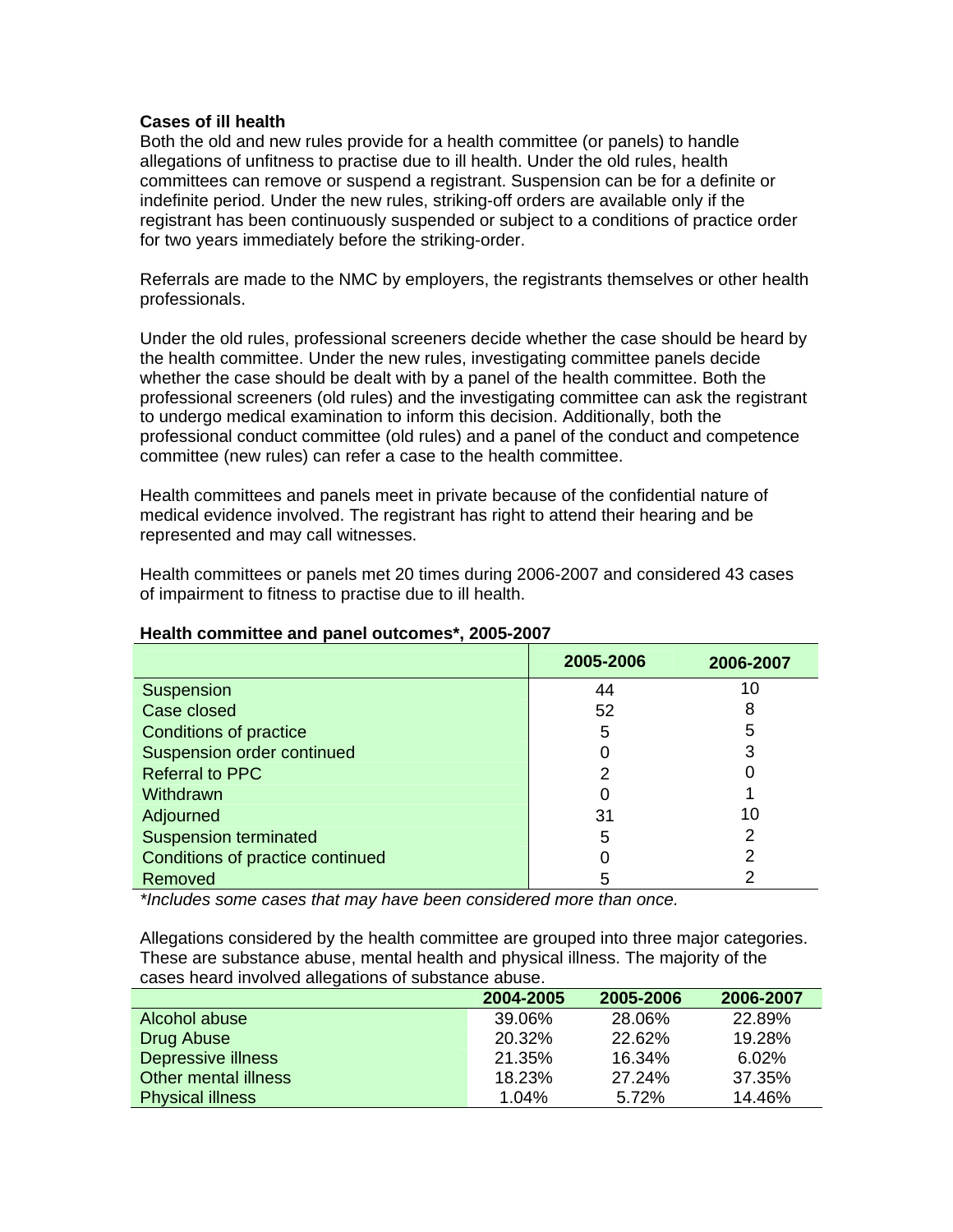**Cases of ill health**

Both the old and new rules provide for a health committee (or panels) to handle allegations of unfitness to practise due to ill health. Under the old rules, health committees can remove or suspend a registrant. Suspension can be for a definite or indefinite period. Under the new rules, striking-off orders are available only if the registrant has been continuously suspended or subject to a conditions of practice order for two years immediately before the striking-order.

Referrals are made to the NMC by employers, the registrants themselves or other health professionals.

Under the old rules, professional screeners decide whether the case should be heard by the health committee. Under the new rules, investigating committee panels decide whether the case should be dealt with by a panel of the health committee. Both the professional screeners (old rules) and the investigating committee can ask the registrant to undergo medical examination to inform this decision. Additionally, both the professional conduct committee (old rules) and a panel of the conduct and competence committee (new rules) can refer a case to the health committee.

Health committees and panels meet in private because of the confidential nature of medical evidence involved. The registrant has right to attend their hearing and be represented and may call witnesses.

Health committees or panels met 20 times during 2006-2007 and considered 43 cases of impairment to fitness to practise due to ill health.

**Health committee and panel outcomes\*, 2005-2007**

| | 2005-2006 | 2006-2007 |
|---|---|---|
| Suspension | 44 | 10 |
| Case closed | 52 | 8 |
| Conditions of practice | 5 | 5 |
| Suspension order continued | 0 | 3 |
| Referral to PPC | 2 | 0 |
| Withdrawn | 0 | 1 |
| Adjourned | 31 | 10 |
| Suspension terminated | 5 | 2 |
| Conditions of practice continued | 0 | 2 |
| Removed | 5 | 2 |

*\*Includes some cases that may have been considered more than once.*

Allegations considered by the health committee are grouped into three major categories. These are substance abuse, mental health and physical illness. The majority of the cases heard involved allegations of substance abuse.

| | 2004-2005 | 2005-2006 | 2006-2007 |
|---|---|---|---|
| Alcohol abuse | 39.06% | 28.06% | 22.89% |
| Drug Abuse | 20.32% | 22.62% | 19.28% |
| Depressive illness | 21.35% | 16.34% | 6.02% |
| Other mental illness | 18.23% | 27.24% | 37.35% |
| Physical illness | 1.04% | 5.72% | 14.46% |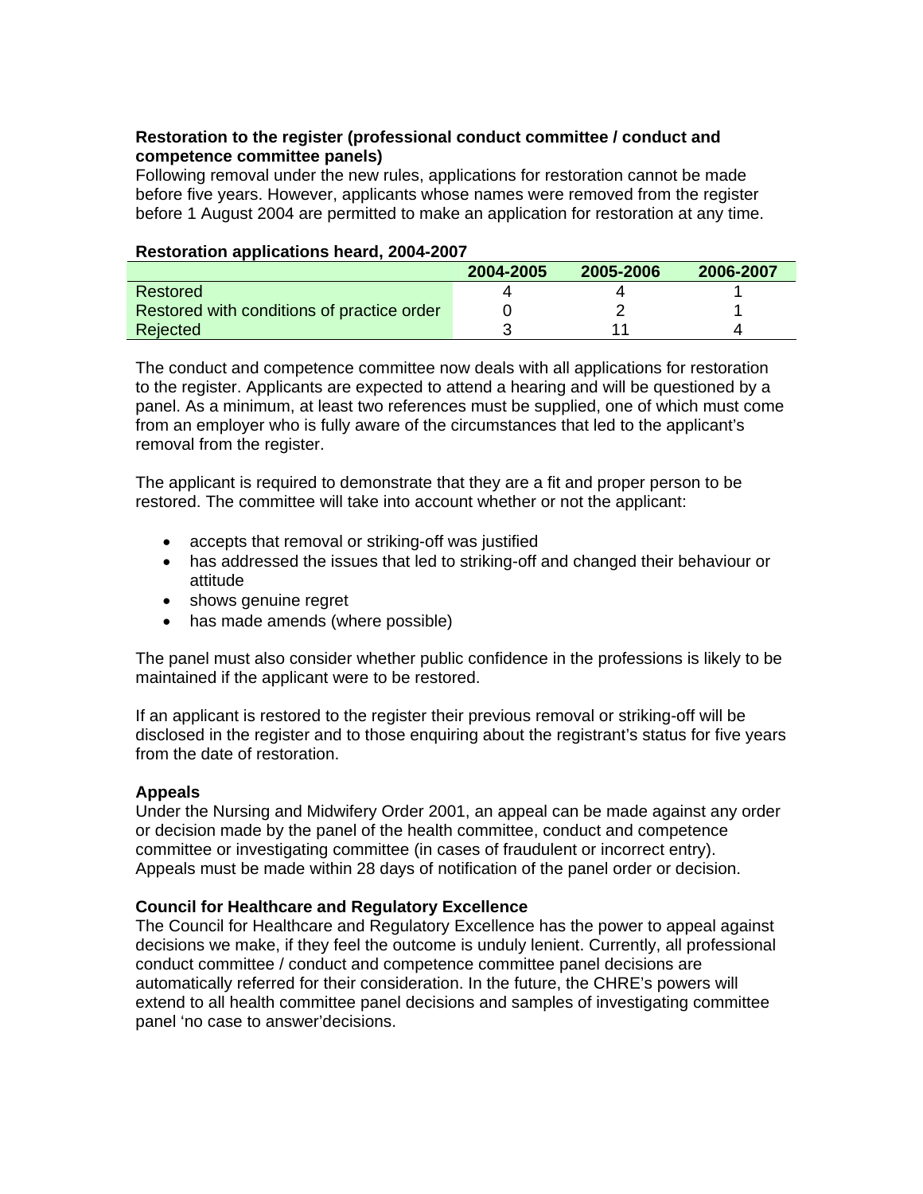**Restoration to the register (professional conduct committee / conduct and competence committee panels)**
Following removal under the new rules, applications for restoration cannot be made before five years. However, applicants whose names were removed from the register before 1 August 2004 are permitted to make an application for restoration at any time.

**Restoration applications heard, 2004-2007**

| | 2004-2005 | 2005-2006 | 2006-2007 |
|---|---|---|---|
| Restored | 4 | 4 | 1 |
| Restored with conditions of practice order | 0 | 2 | 1 |
| Rejected | 3 | 11 | 4 |

The conduct and competence committee now deals with all applications for restoration to the register. Applicants are expected to attend a hearing and will be questioned by a panel. As a minimum, at least two references must be supplied, one of which must come from an employer who is fully aware of the circumstances that led to the applicant's removal from the register.

The applicant is required to demonstrate that they are a fit and proper person to be restored. The committee will take into account whether or not the applicant:

- accepts that removal or striking-off was justified
- has addressed the issues that led to striking-off and changed their behaviour or attitude
- shows genuine regret
- has made amends (where possible)

The panel must also consider whether public confidence in the professions is likely to be maintained if the applicant were to be restored.

If an applicant is restored to the register their previous removal or striking-off will be disclosed in the register and to those enquiring about the registrant's status for five years from the date of restoration.

**Appeals**
Under the Nursing and Midwifery Order 2001, an appeal can be made against any order or decision made by the panel of the health committee, conduct and competence committee or investigating committee (in cases of fraudulent or incorrect entry). Appeals must be made within 28 days of notification of the panel order or decision.

**Council for Healthcare and Regulatory Excellence**
The Council for Healthcare and Regulatory Excellence has the power to appeal against decisions we make, if they feel the outcome is unduly lenient. Currently, all professional conduct committee / conduct and competence committee panel decisions are automatically referred for their consideration. In the future, the CHRE's powers will extend to all health committee panel decisions and samples of investigating committee panel 'no case to answer'decisions.